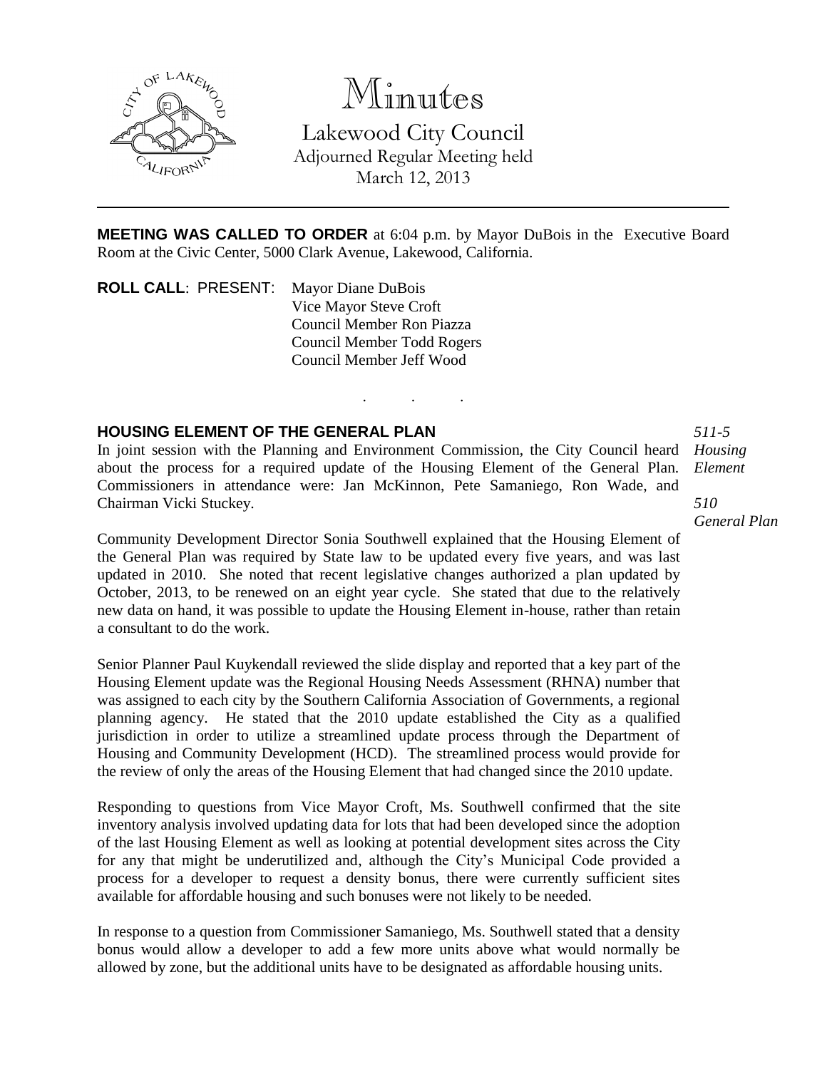# Minutes

Lakewood City Council
Adjourned Regular Meeting held
March 12, 2013

**MEETING WAS CALLED TO ORDER** at 6:04 p.m. by Mayor DuBois in the Executive Board Room at the Civic Center, 5000 Clark Avenue, Lakewood, California.

**ROLL CALL**: PRESENT: Mayor Diane DuBois
Vice Mayor Steve Croft
Council Member Ron Piazza
Council Member Todd Rogers
Council Member Jeff Wood

. . .

**HOUSING ELEMENT OF THE GENERAL PLAN**

*511-5 Housing Element*

*510 General Plan*

In joint session with the Planning and Environment Commission, the City Council heard about the process for a required update of the Housing Element of the General Plan. Commissioners in attendance were: Jan McKinnon, Pete Samaniego, Ron Wade, and Chairman Vicki Stuckey.

Community Development Director Sonia Southwell explained that the Housing Element of the General Plan was required by State law to be updated every five years, and was last updated in 2010. She noted that recent legislative changes authorized a plan updated by October, 2013, to be renewed on an eight year cycle. She stated that due to the relatively new data on hand, it was possible to update the Housing Element in-house, rather than retain a consultant to do the work.

Senior Planner Paul Kuykendall reviewed the slide display and reported that a key part of the Housing Element update was the Regional Housing Needs Assessment (RHNA) number that was assigned to each city by the Southern California Association of Governments, a regional planning agency. He stated that the 2010 update established the City as a qualified jurisdiction in order to utilize a streamlined update process through the Department of Housing and Community Development (HCD). The streamlined process would provide for the review of only the areas of the Housing Element that had changed since the 2010 update.

Responding to questions from Vice Mayor Croft, Ms. Southwell confirmed that the site inventory analysis involved updating data for lots that had been developed since the adoption of the last Housing Element as well as looking at potential development sites across the City for any that might be underutilized and, although the City's Municipal Code provided a process for a developer to request a density bonus, there were currently sufficient sites available for affordable housing and such bonuses were not likely to be needed.

In response to a question from Commissioner Samaniego, Ms. Southwell stated that a density bonus would allow a developer to add a few more units above what would normally be allowed by zone, but the additional units have to be designated as affordable housing units.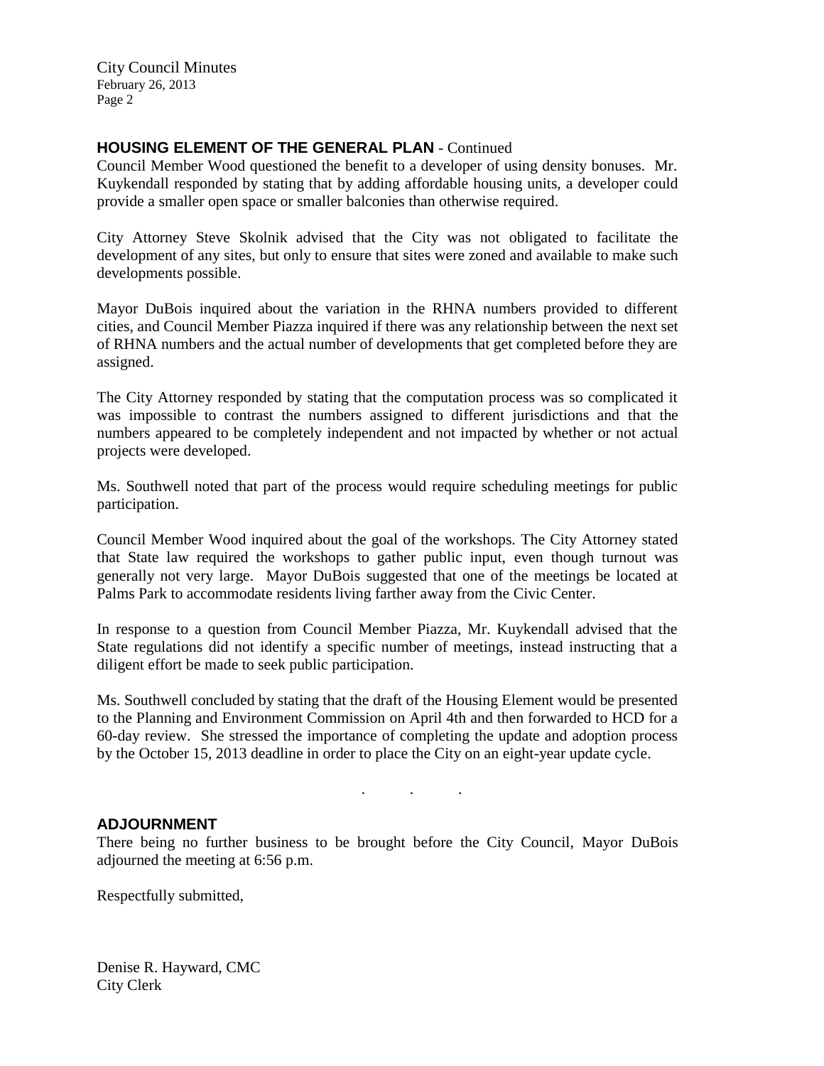**HOUSING ELEMENT OF THE GENERAL PLAN** - Continued

Council Member Wood questioned the benefit to a developer of using density bonuses. Mr. Kuykendall responded by stating that by adding affordable housing units, a developer could provide a smaller open space or smaller balconies than otherwise required.

City Attorney Steve Skolnik advised that the City was not obligated to facilitate the development of any sites, but only to ensure that sites were zoned and available to make such developments possible.

Mayor DuBois inquired about the variation in the RHNA numbers provided to different cities, and Council Member Piazza inquired if there was any relationship between the next set of RHNA numbers and the actual number of developments that get completed before they are assigned.

The City Attorney responded by stating that the computation process was so complicated it was impossible to contrast the numbers assigned to different jurisdictions and that the numbers appeared to be completely independent and not impacted by whether or not actual projects were developed.

Ms. Southwell noted that part of the process would require scheduling meetings for public participation.

Council Member Wood inquired about the goal of the workshops. The City Attorney stated that State law required the workshops to gather public input, even though turnout was generally not very large. Mayor DuBois suggested that one of the meetings be located at Palms Park to accommodate residents living farther away from the Civic Center.

In response to a question from Council Member Piazza, Mr. Kuykendall advised that the State regulations did not identify a specific number of meetings, instead instructing that a diligent effort be made to seek public participation.

Ms. Southwell concluded by stating that the draft of the Housing Element would be presented to the Planning and Environment Commission on April 4th and then forwarded to HCD for a 60-day review. She stressed the importance of completing the update and adoption process by the October 15, 2013 deadline in order to place the City on an eight-year update cycle.

. . .

**ADJOURNMENT**

There being no further business to be brought before the City Council, Mayor DuBois adjourned the meeting at 6:56 p.m.

Respectfully submitted,

Denise R. Hayward, CMC
City Clerk